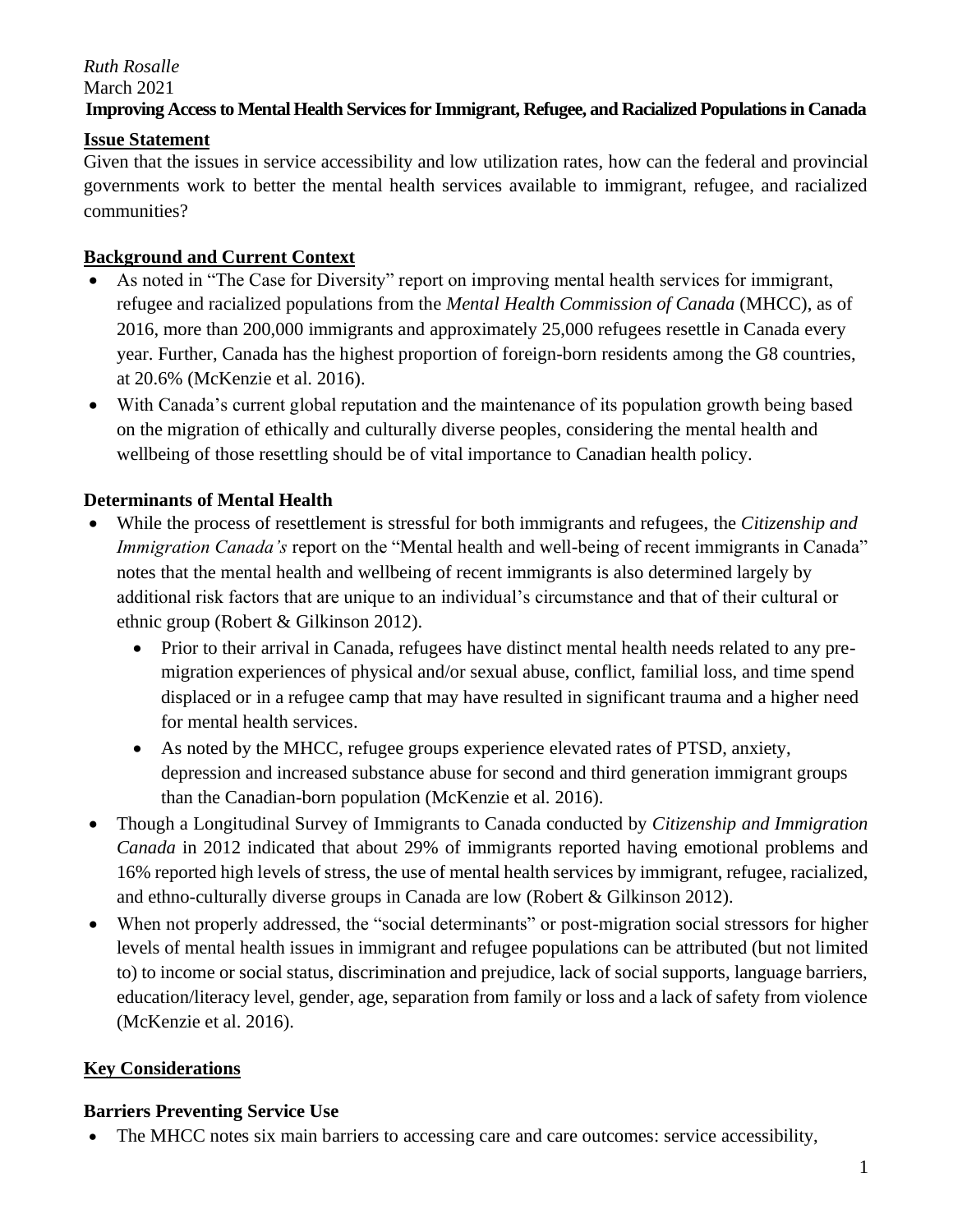*Ruth Rosalle*
March 2021

**Improving Access to Mental Health Services for Immigrant, Refugee, and Racialized Populations in Canada**

## Issue Statement

Given that the issues in service accessibility and low utilization rates, how can the federal and provincial governments work to better the mental health services available to immigrant, refugee, and racialized communities?

## Background and Current Context

- As noted in "The Case for Diversity" report on improving mental health services for immigrant, refugee and racialized populations from the *Mental Health Commission of Canada* (MHCC), as of 2016, more than 200,000 immigrants and approximately 25,000 refugees resettle in Canada every year. Further, Canada has the highest proportion of foreign-born residents among the G8 countries, at 20.6% (McKenzie et al. 2016).
- With Canada's current global reputation and the maintenance of its population growth being based on the migration of ethically and culturally diverse peoples, considering the mental health and wellbeing of those resettling should be of vital importance to Canadian health policy.

### Determinants of Mental Health

- While the process of resettlement is stressful for both immigrants and refugees, the *Citizenship and Immigration Canada's* report on the "Mental health and well-being of recent immigrants in Canada" notes that the mental health and wellbeing of recent immigrants is also determined largely by additional risk factors that are unique to an individual's circumstance and that of their cultural or ethnic group (Robert & Gilkinson 2012).
  - Prior to their arrival in Canada, refugees have distinct mental health needs related to any pre-migration experiences of physical and/or sexual abuse, conflict, familial loss, and time spend displaced or in a refugee camp that may have resulted in significant trauma and a higher need for mental health services.
  - As noted by the MHCC, refugee groups experience elevated rates of PTSD, anxiety, depression and increased substance abuse for second and third generation immigrant groups than the Canadian-born population (McKenzie et al. 2016).
- Though a Longitudinal Survey of Immigrants to Canada conducted by *Citizenship and Immigration Canada* in 2012 indicated that about 29% of immigrants reported having emotional problems and 16% reported high levels of stress, the use of mental health services by immigrant, refugee, racialized, and ethno-culturally diverse groups in Canada are low (Robert & Gilkinson 2012).
- When not properly addressed, the "social determinants" or post-migration social stressors for higher levels of mental health issues in immigrant and refugee populations can be attributed (but not limited to) to income or social status, discrimination and prejudice, lack of social supports, language barriers, education/literacy level, gender, age, separation from family or loss and a lack of safety from violence (McKenzie et al. 2016).

## Key Considerations

### Barriers Preventing Service Use

- The MHCC notes six main barriers to accessing care and care outcomes: service accessibility,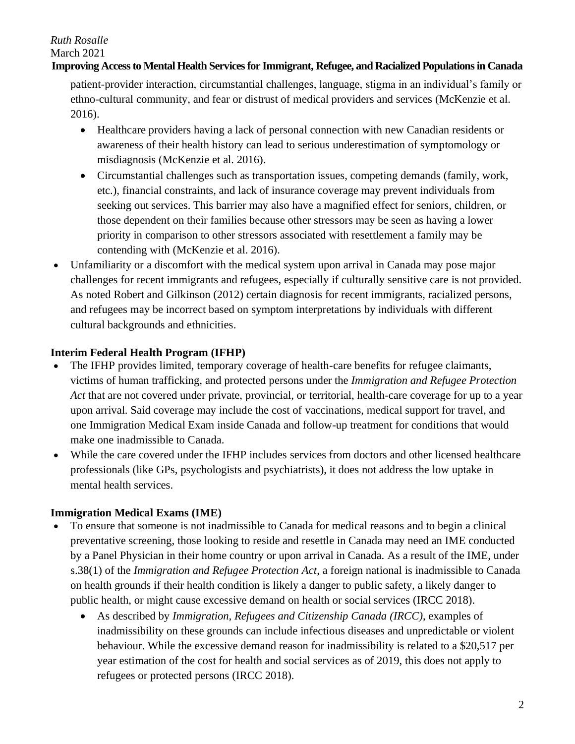patient-provider interaction, circumstantial challenges, language, stigma in an individual's family or ethno-cultural community, and fear or distrust of medical providers and services (McKenzie et al. 2016).

- Healthcare providers having a lack of personal connection with new Canadian residents or awareness of their health history can lead to serious underestimation of symptomology or misdiagnosis (McKenzie et al. 2016).
- Circumstantial challenges such as transportation issues, competing demands (family, work, etc.), financial constraints, and lack of insurance coverage may prevent individuals from seeking out services. This barrier may also have a magnified effect for seniors, children, or those dependent on their families because other stressors may be seen as having a lower priority in comparison to other stressors associated with resettlement a family may be contending with (McKenzie et al. 2016).

- Unfamiliarity or a discomfort with the medical system upon arrival in Canada may pose major challenges for recent immigrants and refugees, especially if culturally sensitive care is not provided. As noted Robert and Gilkinson (2012) certain diagnosis for recent immigrants, racialized persons, and refugees may be incorrect based on symptom interpretations by individuals with different cultural backgrounds and ethnicities.

**Interim Federal Health Program (IFHP)**

- The IFHP provides limited, temporary coverage of health-care benefits for refugee claimants, victims of human trafficking, and protected persons under the *Immigration and Refugee Protection Act* that are not covered under private, provincial, or territorial, health-care coverage for up to a year upon arrival. Said coverage may include the cost of vaccinations, medical support for travel, and one Immigration Medical Exam inside Canada and follow-up treatment for conditions that would make one inadmissible to Canada.
- While the care covered under the IFHP includes services from doctors and other licensed healthcare professionals (like GPs, psychologists and psychiatrists), it does not address the low uptake in mental health services.

**Immigration Medical Exams (IME)**

- To ensure that someone is not inadmissible to Canada for medical reasons and to begin a clinical preventative screening, those looking to reside and resettle in Canada may need an IME conducted by a Panel Physician in their home country or upon arrival in Canada. As a result of the IME, under s.38(1) of the *Immigration and Refugee Protection Act*, a foreign national is inadmissible to Canada on health grounds if their health condition is likely a danger to public safety, a likely danger to public health, or might cause excessive demand on health or social services (IRCC 2018).
  - As described by *Immigration, Refugees and Citizenship Canada (IRCC)*, examples of inadmissibility on these grounds can include infectious diseases and unpredictable or violent behaviour. While the excessive demand reason for inadmissibility is related to a $20,517 per year estimation of the cost for health and social services as of 2019, this does not apply to refugees or protected persons (IRCC 2018).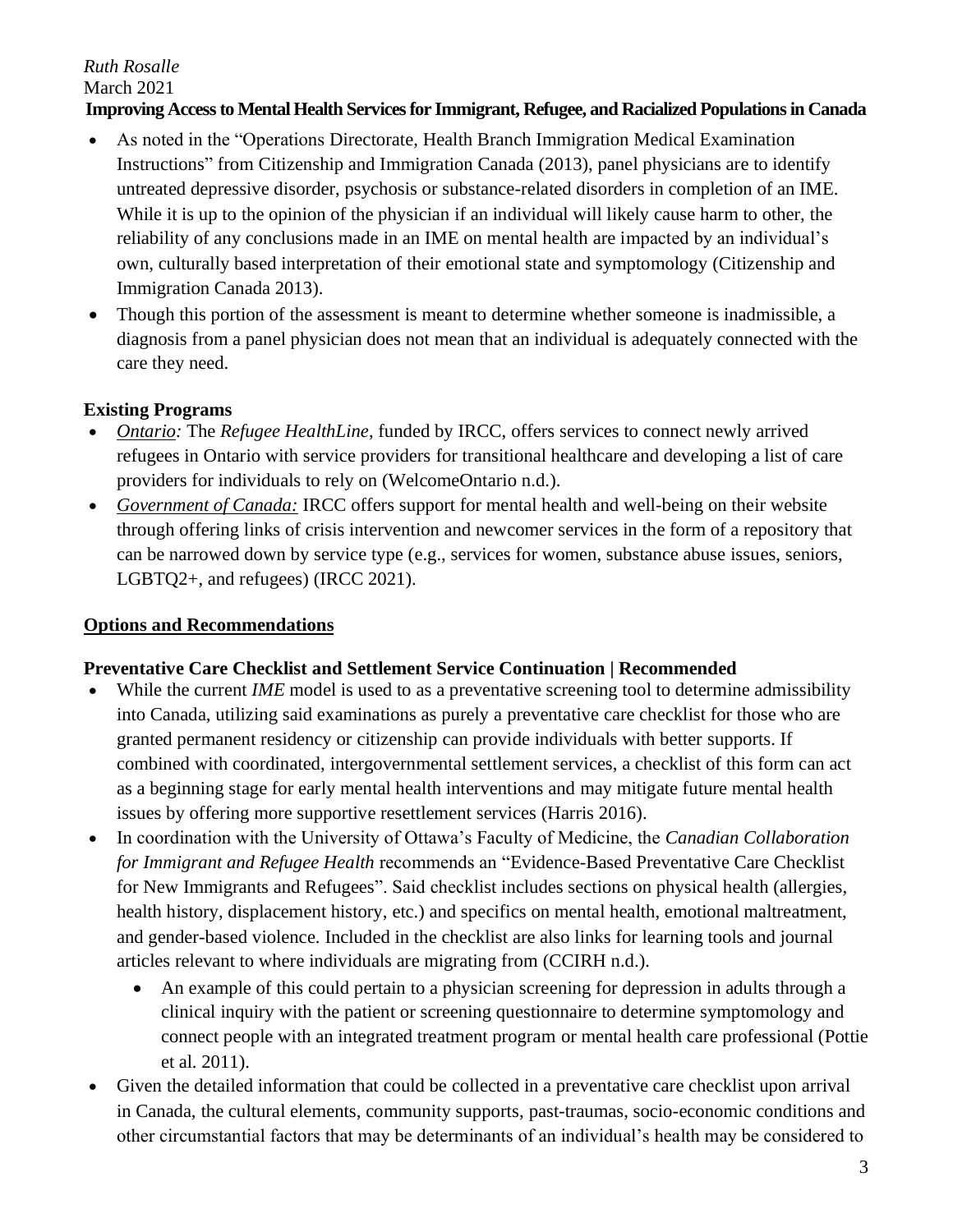- As noted in the "Operations Directorate, Health Branch Immigration Medical Examination Instructions" from Citizenship and Immigration Canada (2013), panel physicians are to identify untreated depressive disorder, psychosis or substance-related disorders in completion of an IME. While it is up to the opinion of the physician if an individual will likely cause harm to other, the reliability of any conclusions made in an IME on mental health are impacted by an individual's own, culturally based interpretation of their emotional state and symptomology (Citizenship and Immigration Canada 2013).
- Though this portion of the assessment is meant to determine whether someone is inadmissible, a diagnosis from a panel physician does not mean that an individual is adequately connected with the care they need.

### Existing Programs

- *Ontario:* The *Refugee HealthLine*, funded by IRCC, offers services to connect newly arrived refugees in Ontario with service providers for transitional healthcare and developing a list of care providers for individuals to rely on (WelcomeOntario n.d.).
- *Government of Canada:* IRCC offers support for mental health and well-being on their website through offering links of crisis intervention and newcomer services in the form of a repository that can be narrowed down by service type (e.g., services for women, substance abuse issues, seniors, LGBTQ2+, and refugees) (IRCC 2021).

## Options and Recommendations

### Preventative Care Checklist and Settlement Service Continuation | Recommended

- While the current *IME* model is used to as a preventative screening tool to determine admissibility into Canada, utilizing said examinations as purely a preventative care checklist for those who are granted permanent residency or citizenship can provide individuals with better supports. If combined with coordinated, intergovernmental settlement services, a checklist of this form can act as a beginning stage for early mental health interventions and may mitigate future mental health issues by offering more supportive resettlement services (Harris 2016).
- In coordination with the University of Ottawa's Faculty of Medicine, the *Canadian Collaboration for Immigrant and Refugee Health* recommends an "Evidence-Based Preventative Care Checklist for New Immigrants and Refugees". Said checklist includes sections on physical health (allergies, health history, displacement history, etc.) and specifics on mental health, emotional maltreatment, and gender-based violence. Included in the checklist are also links for learning tools and journal articles relevant to where individuals are migrating from (CCIRH n.d.).
  - An example of this could pertain to a physician screening for depression in adults through a clinical inquiry with the patient or screening questionnaire to determine symptomology and connect people with an integrated treatment program or mental health care professional (Pottie et al. 2011).
- Given the detailed information that could be collected in a preventative care checklist upon arrival in Canada, the cultural elements, community supports, past-traumas, socio-economic conditions and other circumstantial factors that may be determinants of an individual's health may be considered to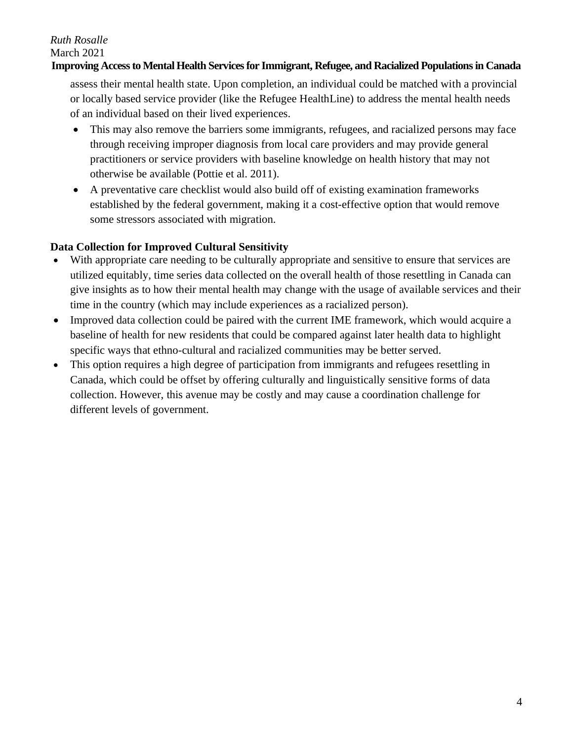assess their mental health state. Upon completion, an individual could be matched with a provincial or locally based service provider (like the Refugee HealthLine) to address the mental health needs of an individual based on their lived experiences.

- This may also remove the barriers some immigrants, refugees, and racialized persons may face through receiving improper diagnosis from local care providers and may provide general practitioners or service providers with baseline knowledge on health history that may not otherwise be available (Pottie et al. 2011).
- A preventative care checklist would also build off of existing examination frameworks established by the federal government, making it a cost-effective option that would remove some stressors associated with migration.

**Data Collection for Improved Cultural Sensitivity**

- With appropriate care needing to be culturally appropriate and sensitive to ensure that services are utilized equitably, time series data collected on the overall health of those resettling in Canada can give insights as to how their mental health may change with the usage of available services and their time in the country (which may include experiences as a racialized person).
- Improved data collection could be paired with the current IME framework, which would acquire a baseline of health for new residents that could be compared against later health data to highlight specific ways that ethno-cultural and racialized communities may be better served.
- This option requires a high degree of participation from immigrants and refugees resettling in Canada, which could be offset by offering culturally and linguistically sensitive forms of data collection. However, this avenue may be costly and may cause a coordination challenge for different levels of government.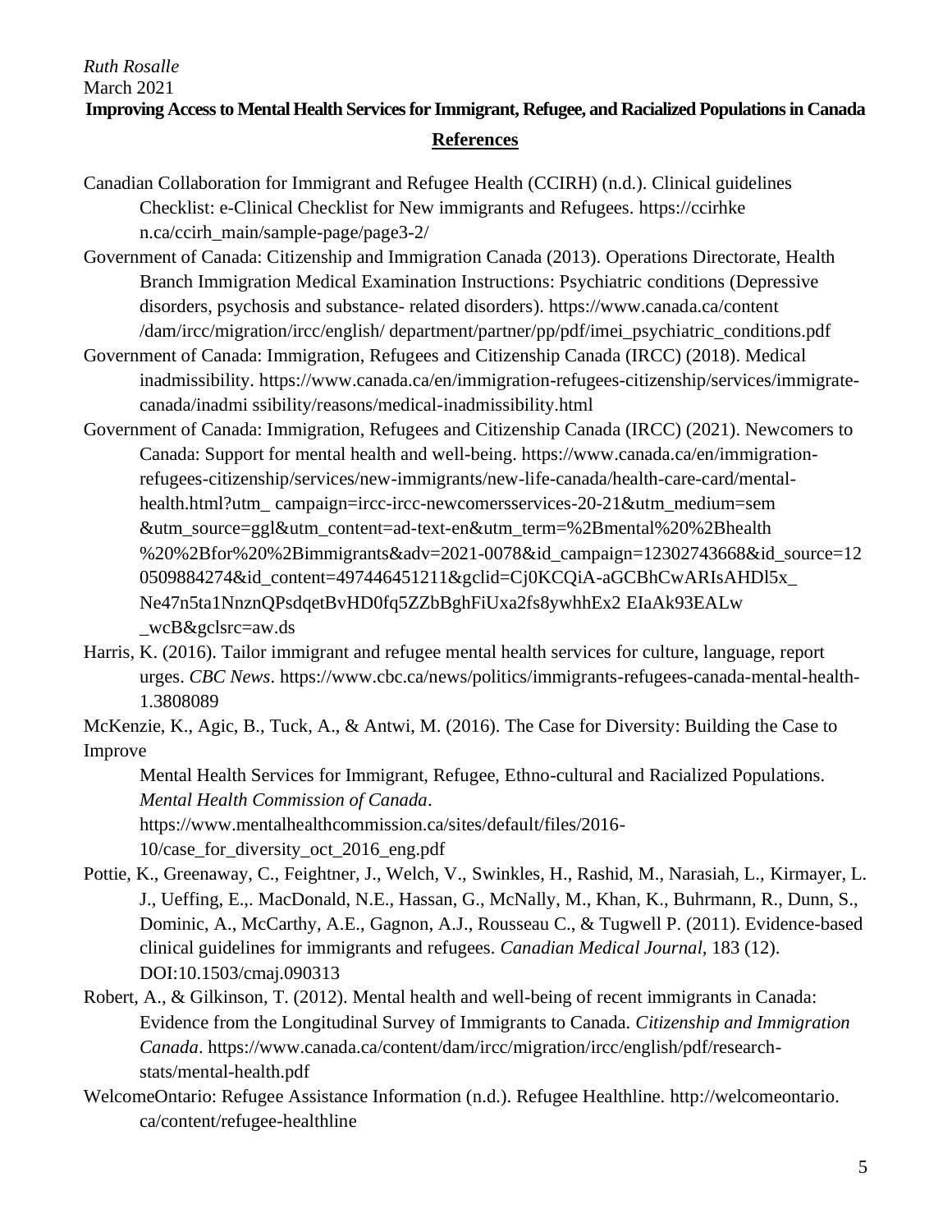*Ruth Rosalle*
March 2021

**Improving Access to Mental Health Services for Immigrant, Refugee, and Racialized Populations in Canada**

## References

Canadian Collaboration for Immigrant and Refugee Health (CCIRH) (n.d.). Clinical guidelines Checklist: e-Clinical Checklist for New immigrants and Refugees. https://ccirhke n.ca/ccirh_main/sample-page/page3-2/

Government of Canada: Citizenship and Immigration Canada (2013). Operations Directorate, Health Branch Immigration Medical Examination Instructions: Psychiatric conditions (Depressive disorders, psychosis and substance- related disorders). https://www.canada.ca/content /dam/ircc/migration/ircc/english/ department/partner/pp/pdf/imei_psychiatric_conditions.pdf

Government of Canada: Immigration, Refugees and Citizenship Canada (IRCC) (2018). Medical inadmissibility. https://www.canada.ca/en/immigration-refugees-citizenship/services/immigrate-canada/inadmi ssibility/reasons/medical-inadmissibility.html

Government of Canada: Immigration, Refugees and Citizenship Canada (IRCC) (2021). Newcomers to Canada: Support for mental health and well-being. https://www.canada.ca/en/immigration-refugees-citizenship/services/new-immigrants/new-life-canada/health-care-card/mental-health.html?utm_ campaign=ircc-ircc-newcomersservices-20-21&utm_medium=sem &utm_source=ggl&utm_content=ad-text-en&utm_term=%2Bmental%20%2Bhealth %20%2Bfor%20%2Bimmigrants&adv=2021-0078&id_campaign=12302743668&id_source=12 0509884274&id_content=497446451211&gclid=Cj0KCQiA-aGCBhCwARIsAHDl5x_ Ne47n5ta1NnznQPsdqetBvHD0fq5ZZbBghFiUxa2fs8ywhhEx2 EIaAk93EALw _wcB&gclsrc=aw.ds

Harris, K. (2016). Tailor immigrant and refugee mental health services for culture, language, report urges. *CBC News*. https://www.cbc.ca/news/politics/immigrants-refugees-canada-mental-health-1.3808089

McKenzie, K., Agic, B., Tuck, A., & Antwi, M. (2016). The Case for Diversity: Building the Case to Improve
Mental Health Services for Immigrant, Refugee, Ethno-cultural and Racialized Populations. *Mental Health Commission of Canada*.
https://www.mentalhealthcommission.ca/sites/default/files/2016-10/case_for_diversity_oct_2016_eng.pdf

Pottie, K., Greenaway, C., Feightner, J., Welch, V., Swinkles, H., Rashid, M., Narasiah, L., Kirmayer, L. J., Ueffing, E.,. MacDonald, N.E., Hassan, G., McNally, M., Khan, K., Buhrmann, R., Dunn, S., Dominic, A., McCarthy, A.E., Gagnon, A.J., Rousseau C., & Tugwell P. (2011). Evidence-based clinical guidelines for immigrants and refugees. *Canadian Medical Journal*, 183 (12). DOI:10.1503/cmaj.090313

Robert, A., & Gilkinson, T. (2012). Mental health and well-being of recent immigrants in Canada: Evidence from the Longitudinal Survey of Immigrants to Canada. *Citizenship and Immigration Canada*. https://www.canada.ca/content/dam/ircc/migration/ircc/english/pdf/research-stats/mental-health.pdf

WelcomeOntario: Refugee Assistance Information (n.d.). Refugee Healthline. http://welcomeontario. ca/content/refugee-healthline